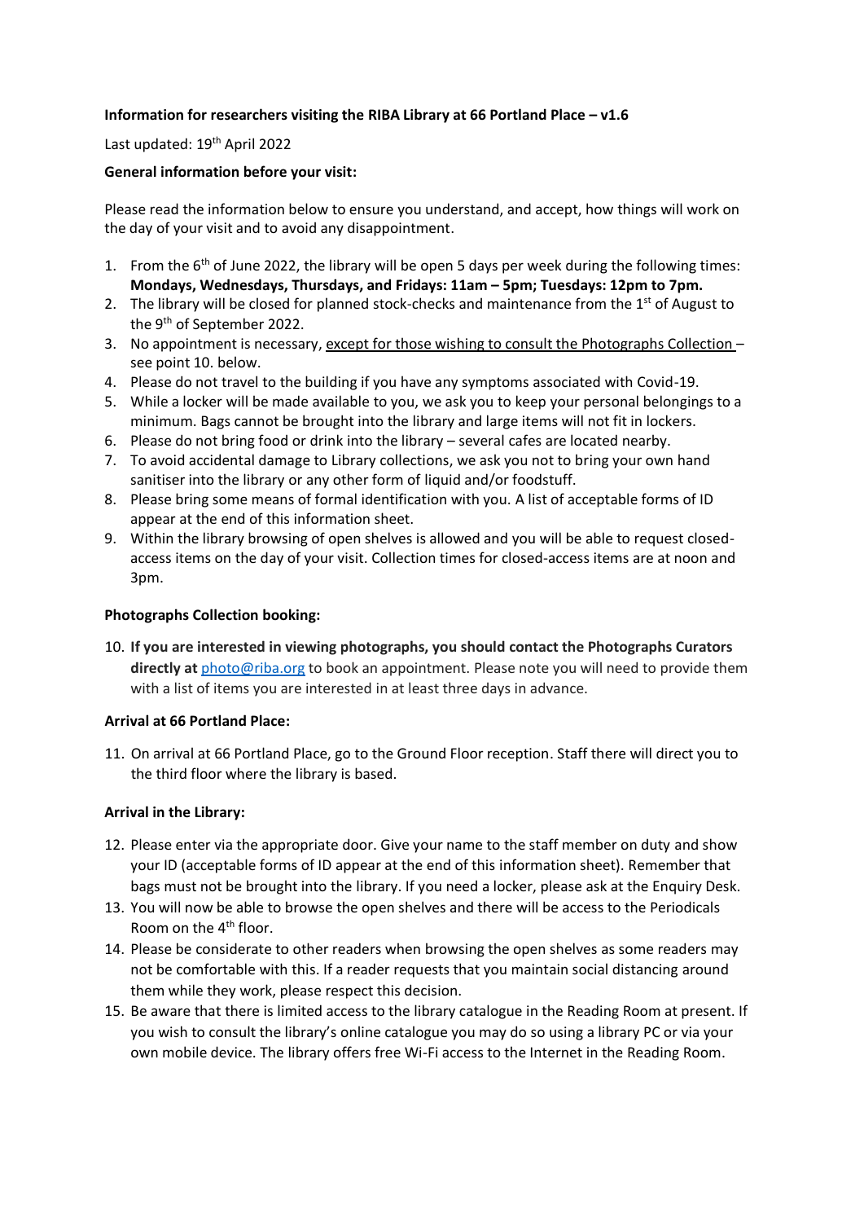**Information for researchers visiting the RIBA Library at 66 Portland Place – v1.6**

Last updated: 19th April 2022

**General information before your visit:**

Please read the information below to ensure you understand, and accept, how things will work on the day of your visit and to avoid any disappointment.

1. From the 6th of June 2022, the library will be open 5 days per week during the following times: **Mondays, Wednesdays, Thursdays, and Fridays: 11am – 5pm; Tuesdays: 12pm to 7pm.**
2. The library will be closed for planned stock-checks and maintenance from the 1st of August to the 9th of September 2022.
3. No appointment is necessary, except for those wishing to consult the Photographs Collection – see point 10. below.
4. Please do not travel to the building if you have any symptoms associated with Covid-19.
5. While a locker will be made available to you, we ask you to keep your personal belongings to a minimum. Bags cannot be brought into the library and large items will not fit in lockers.
6. Please do not bring food or drink into the library – several cafes are located nearby.
7. To avoid accidental damage to Library collections, we ask you not to bring your own hand sanitiser into the library or any other form of liquid and/or foodstuff.
8. Please bring some means of formal identification with you. A list of acceptable forms of ID appear at the end of this information sheet.
9. Within the library browsing of open shelves is allowed and you will be able to request closed-access items on the day of your visit. Collection times for closed-access items are at noon and 3pm.

**Photographs Collection booking:**

10. **If you are interested in viewing photographs, you should contact the Photographs Curators directly at** photo@riba.org to book an appointment. Please note you will need to provide them with a list of items you are interested in at least three days in advance.

**Arrival at 66 Portland Place:**

11. On arrival at 66 Portland Place, go to the Ground Floor reception. Staff there will direct you to the third floor where the library is based.

**Arrival in the Library:**

12. Please enter via the appropriate door. Give your name to the staff member on duty and show your ID (acceptable forms of ID appear at the end of this information sheet). Remember that bags must not be brought into the library. If you need a locker, please ask at the Enquiry Desk.
13. You will now be able to browse the open shelves and there will be access to the Periodicals Room on the 4th floor.
14. Please be considerate to other readers when browsing the open shelves as some readers may not be comfortable with this. If a reader requests that you maintain social distancing around them while they work, please respect this decision.
15. Be aware that there is limited access to the library catalogue in the Reading Room at present. If you wish to consult the library's online catalogue you may do so using a library PC or via your own mobile device. The library offers free Wi-Fi access to the Internet in the Reading Room.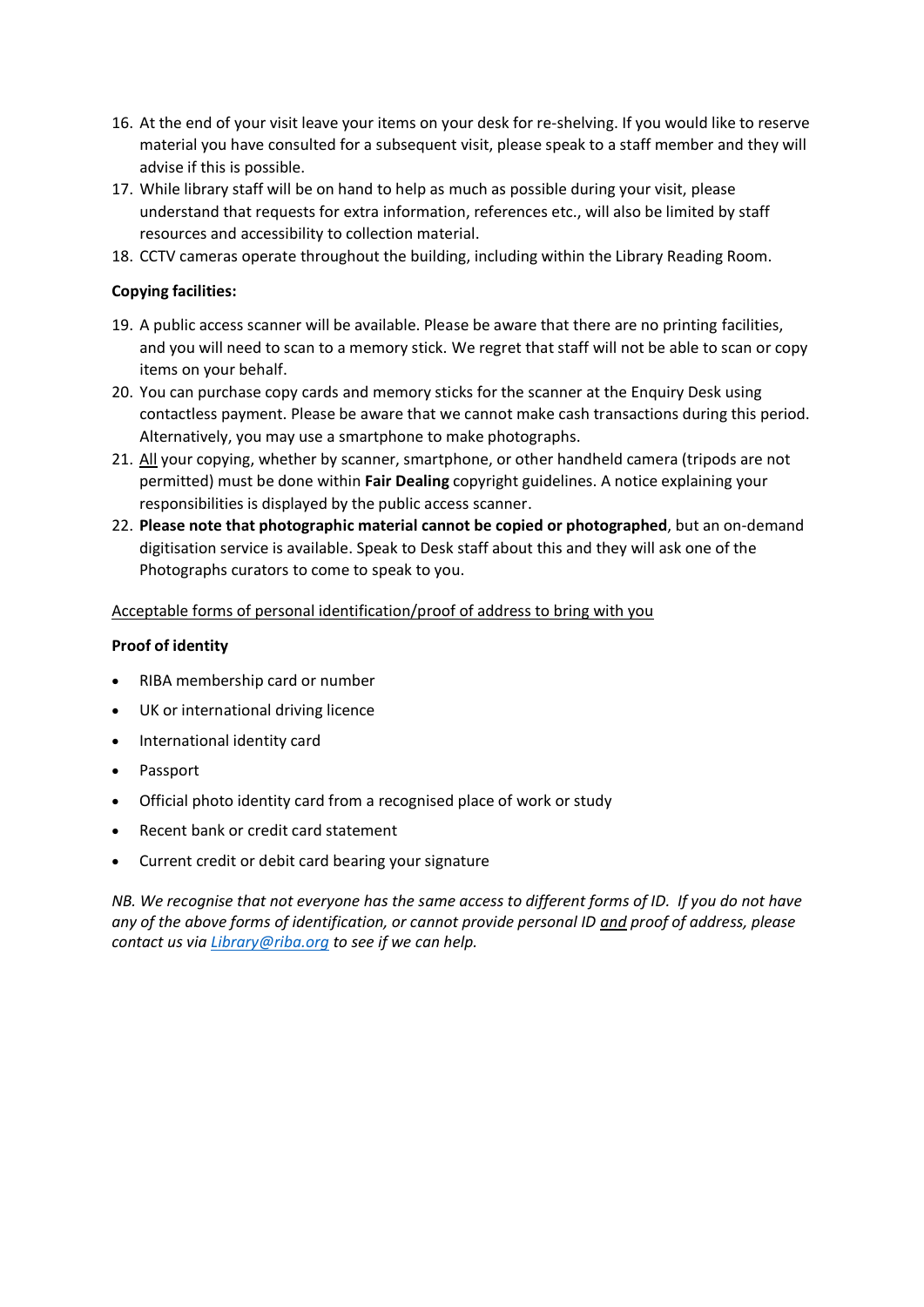16. At the end of your visit leave your items on your desk for re-shelving. If you would like to reserve material you have consulted for a subsequent visit, please speak to a staff member and they will advise if this is possible.
17. While library staff will be on hand to help as much as possible during your visit, please understand that requests for extra information, references etc., will also be limited by staff resources and accessibility to collection material.
18. CCTV cameras operate throughout the building, including within the Library Reading Room.

**Copying facilities:**

19. A public access scanner will be available. Please be aware that there are no printing facilities, and you will need to scan to a memory stick. We regret that staff will not be able to scan or copy items on your behalf.
20. You can purchase copy cards and memory sticks for the scanner at the Enquiry Desk using contactless payment. Please be aware that we cannot make cash transactions during this period. Alternatively, you may use a smartphone to make photographs.
21. <u>All</u> your copying, whether by scanner, smartphone, or other handheld camera (tripods are not permitted) must be done within **Fair Dealing** copyright guidelines. A notice explaining your responsibilities is displayed by the public access scanner.
22. **Please note that photographic material cannot be copied or photographed**, but an on-demand digitisation service is available. Speak to Desk staff about this and they will ask one of the Photographs curators to come to speak to you.

<u>Acceptable forms of personal identification/proof of address to bring with you</u>

**Proof of identity**

- RIBA membership card or number
- UK or international driving licence
- International identity card
- Passport
- Official photo identity card from a recognised place of work or study
- Recent bank or credit card statement
- Current credit or debit card bearing your signature

*NB. We recognise that not everyone has the same access to different forms of ID. If you do not have any of the above forms of identification, or cannot provide personal ID <u>and</u> proof of address, please contact us via [Library@riba.org](mailto:Library@riba.org) to see if we can help.*